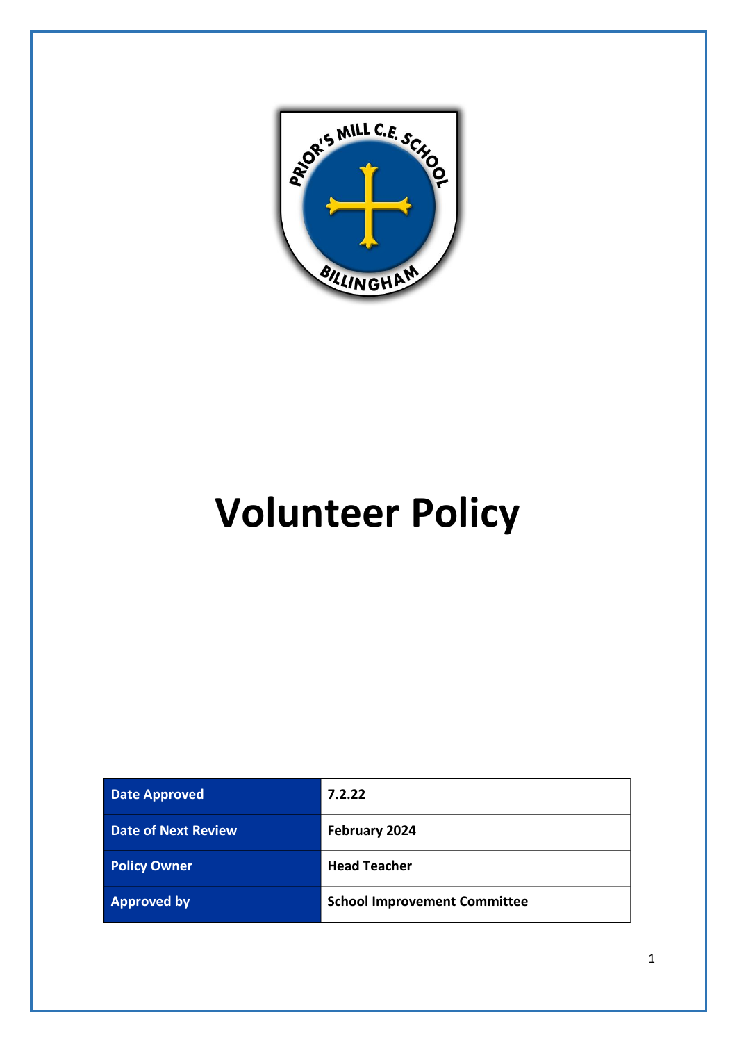# Volunteer Policy

| Date Approved | 7.2.22 |
| --- | --- |
| Date of Next Review | February 2024 |
| Policy Owner | Head Teacher |
| Approved by | School Improvement Committee |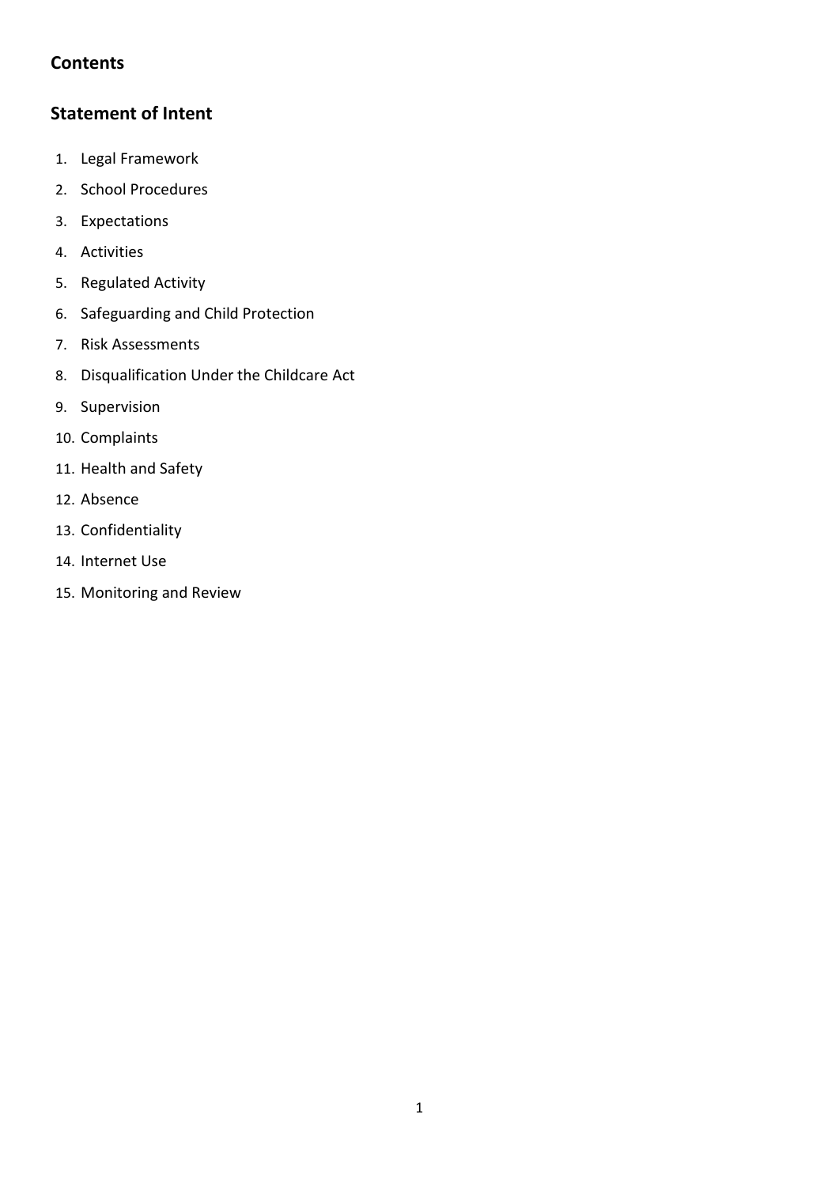## Contents

## Statement of Intent

1. Legal Framework
2. School Procedures
3. Expectations
4. Activities
5. Regulated Activity
6. Safeguarding and Child Protection
7. Risk Assessments
8. Disqualification Under the Childcare Act
9. Supervision
10. Complaints
11. Health and Safety
12. Absence
13. Confidentiality
14. Internet Use
15. Monitoring and Review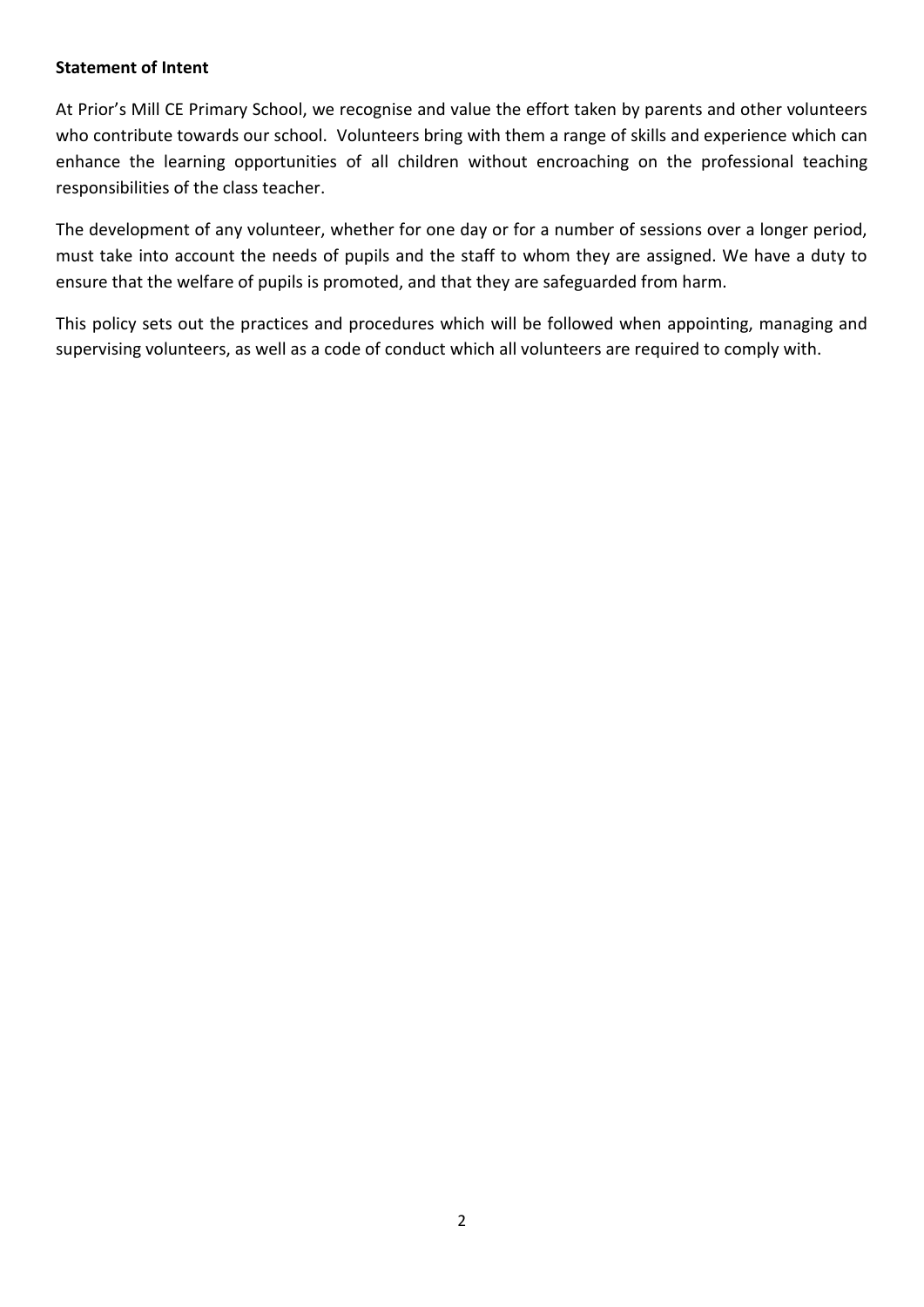**Statement of Intent**

At Prior's Mill CE Primary School, we recognise and value the effort taken by parents and other volunteers who contribute towards our school. Volunteers bring with them a range of skills and experience which can enhance the learning opportunities of all children without encroaching on the professional teaching responsibilities of the class teacher.

The development of any volunteer, whether for one day or for a number of sessions over a longer period, must take into account the needs of pupils and the staff to whom they are assigned. We have a duty to ensure that the welfare of pupils is promoted, and that they are safeguarded from harm.

This policy sets out the practices and procedures which will be followed when appointing, managing and supervising volunteers, as well as a code of conduct which all volunteers are required to comply with.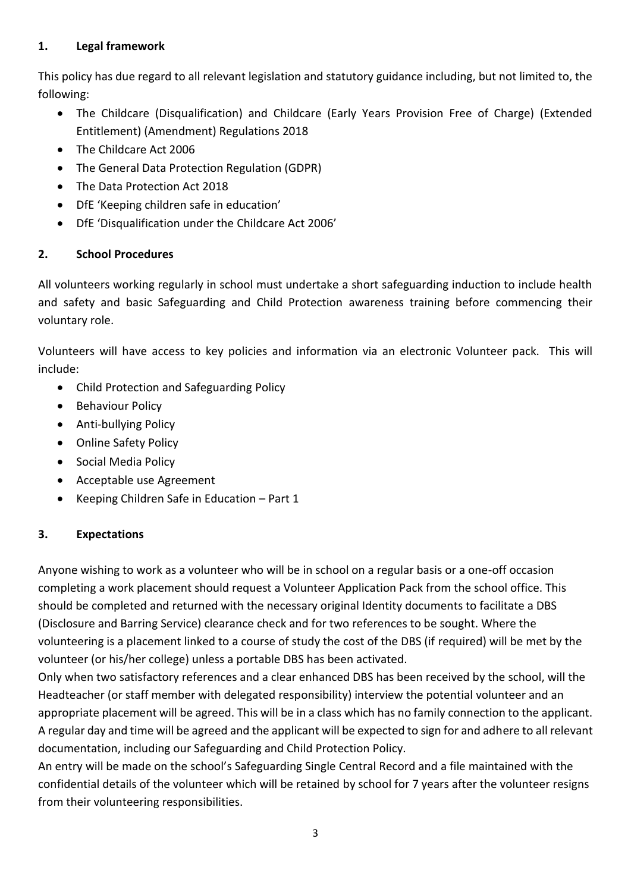## 1. Legal framework

This policy has due regard to all relevant legislation and statutory guidance including, but not limited to, the following:

- The Childcare (Disqualification) and Childcare (Early Years Provision Free of Charge) (Extended Entitlement) (Amendment) Regulations 2018
- The Childcare Act 2006
- The General Data Protection Regulation (GDPR)
- The Data Protection Act 2018
- DfE 'Keeping children safe in education'
- DfE 'Disqualification under the Childcare Act 2006'

## 2. School Procedures

All volunteers working regularly in school must undertake a short safeguarding induction to include health and safety and basic Safeguarding and Child Protection awareness training before commencing their voluntary role.

Volunteers will have access to key policies and information via an electronic Volunteer pack. This will include:

- Child Protection and Safeguarding Policy
- Behaviour Policy
- Anti-bullying Policy
- Online Safety Policy
- Social Media Policy
- Acceptable use Agreement
- Keeping Children Safe in Education – Part 1

## 3. Expectations

Anyone wishing to work as a volunteer who will be in school on a regular basis or a one-off occasion completing a work placement should request a Volunteer Application Pack from the school office. This should be completed and returned with the necessary original Identity documents to facilitate a DBS (Disclosure and Barring Service) clearance check and for two references to be sought. Where the volunteering is a placement linked to a course of study the cost of the DBS (if required) will be met by the volunteer (or his/her college) unless a portable DBS has been activated.

Only when two satisfactory references and a clear enhanced DBS has been received by the school, will the Headteacher (or staff member with delegated responsibility) interview the potential volunteer and an appropriate placement will be agreed. This will be in a class which has no family connection to the applicant. A regular day and time will be agreed and the applicant will be expected to sign for and adhere to all relevant documentation, including our Safeguarding and Child Protection Policy.

An entry will be made on the school's Safeguarding Single Central Record and a file maintained with the confidential details of the volunteer which will be retained by school for 7 years after the volunteer resigns from their volunteering responsibilities.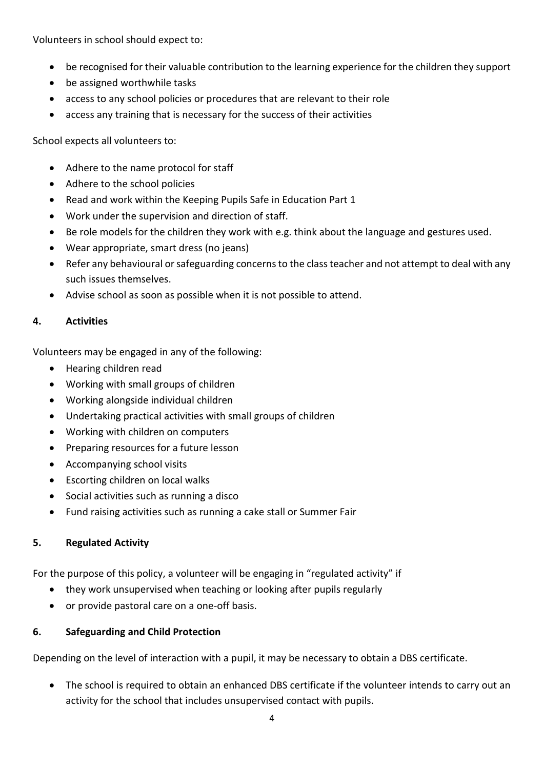Volunteers in school should expect to:

- be recognised for their valuable contribution to the learning experience for the children they support
- be assigned worthwhile tasks
- access to any school policies or procedures that are relevant to their role
- access any training that is necessary for the success of their activities

School expects all volunteers to:

- Adhere to the name protocol for staff
- Adhere to the school policies
- Read and work within the Keeping Pupils Safe in Education Part 1
- Work under the supervision and direction of staff.
- Be role models for the children they work with e.g. think about the language and gestures used.
- Wear appropriate, smart dress (no jeans)
- Refer any behavioural or safeguarding concerns to the class teacher and not attempt to deal with any such issues themselves.
- Advise school as soon as possible when it is not possible to attend.

## 4. Activities

Volunteers may be engaged in any of the following:

- Hearing children read
- Working with small groups of children
- Working alongside individual children
- Undertaking practical activities with small groups of children
- Working with children on computers
- Preparing resources for a future lesson
- Accompanying school visits
- Escorting children on local walks
- Social activities such as running a disco
- Fund raising activities such as running a cake stall or Summer Fair

## 5. Regulated Activity

For the purpose of this policy, a volunteer will be engaging in "regulated activity" if

- they work unsupervised when teaching or looking after pupils regularly
- or provide pastoral care on a one-off basis.

## 6. Safeguarding and Child Protection

Depending on the level of interaction with a pupil, it may be necessary to obtain a DBS certificate.

- The school is required to obtain an enhanced DBS certificate if the volunteer intends to carry out an activity for the school that includes unsupervised contact with pupils.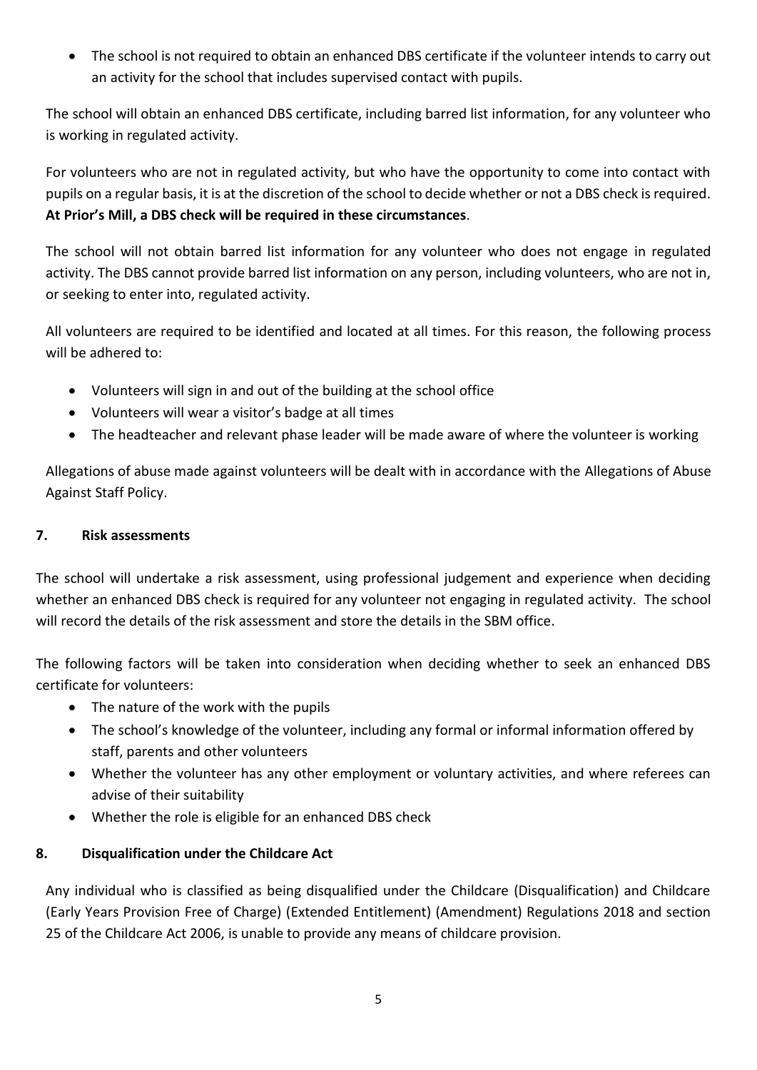- The school is not required to obtain an enhanced DBS certificate if the volunteer intends to carry out an activity for the school that includes supervised contact with pupils.

The school will obtain an enhanced DBS certificate, including barred list information, for any volunteer who is working in regulated activity.

For volunteers who are not in regulated activity, but who have the opportunity to come into contact with pupils on a regular basis, it is at the discretion of the school to decide whether or not a DBS check is required. **At Prior's Mill, a DBS check will be required in these circumstances**.

The school will not obtain barred list information for any volunteer who does not engage in regulated activity. The DBS cannot provide barred list information on any person, including volunteers, who are not in, or seeking to enter into, regulated activity.

All volunteers are required to be identified and located at all times. For this reason, the following process will be adhered to:

- Volunteers will sign in and out of the building at the school office
- Volunteers will wear a visitor's badge at all times
- The headteacher and relevant phase leader will be made aware of where the volunteer is working

Allegations of abuse made against volunteers will be dealt with in accordance with the Allegations of Abuse Against Staff Policy.

## 7. Risk assessments

The school will undertake a risk assessment, using professional judgement and experience when deciding whether an enhanced DBS check is required for any volunteer not engaging in regulated activity. The school will record the details of the risk assessment and store the details in the SBM office.

The following factors will be taken into consideration when deciding whether to seek an enhanced DBS certificate for volunteers:

- The nature of the work with the pupils
- The school's knowledge of the volunteer, including any formal or informal information offered by staff, parents and other volunteers
- Whether the volunteer has any other employment or voluntary activities, and where referees can advise of their suitability
- Whether the role is eligible for an enhanced DBS check

## 8. Disqualification under the Childcare Act

Any individual who is classified as being disqualified under the Childcare (Disqualification) and Childcare (Early Years Provision Free of Charge) (Extended Entitlement) (Amendment) Regulations 2018 and section 25 of the Childcare Act 2006, is unable to provide any means of childcare provision.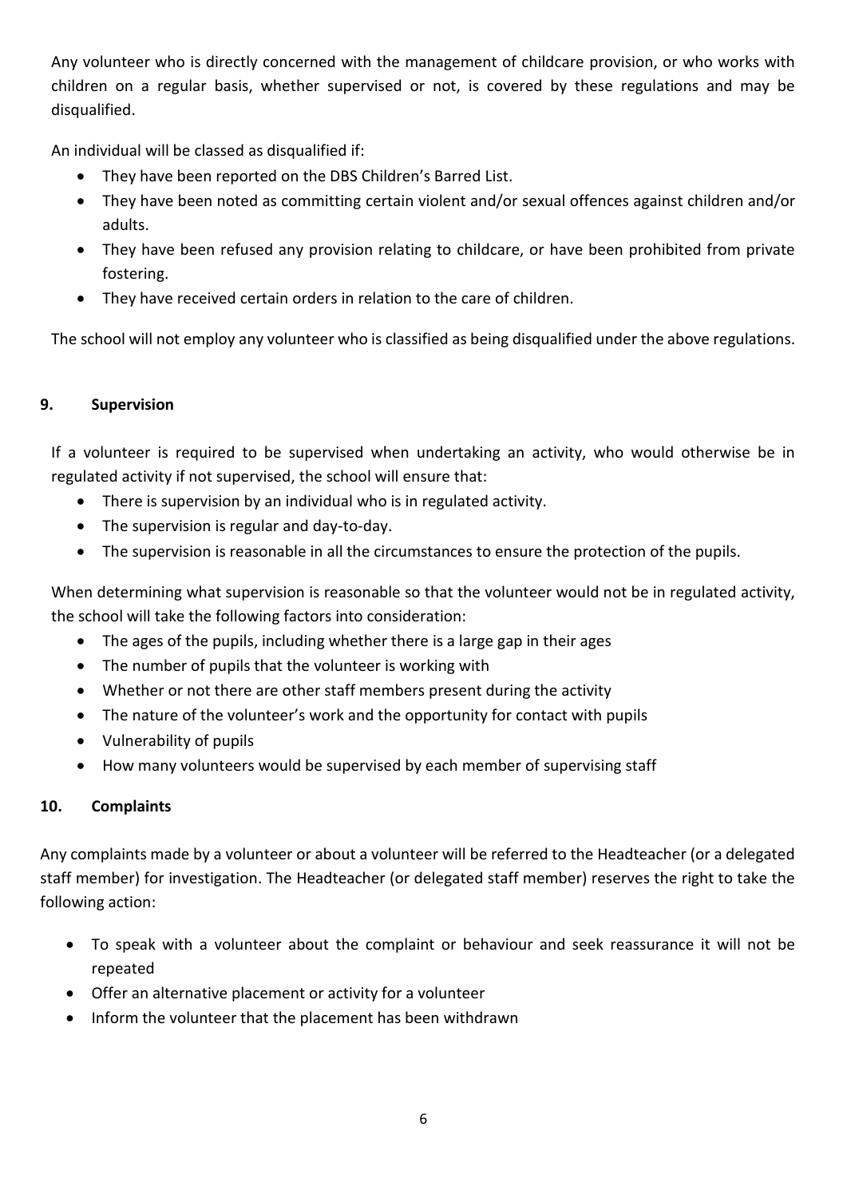Any volunteer who is directly concerned with the management of childcare provision, or who works with children on a regular basis, whether supervised or not, is covered by these regulations and may be disqualified.

An individual will be classed as disqualified if:

- They have been reported on the DBS Children's Barred List.
- They have been noted as committing certain violent and/or sexual offences against children and/or adults.
- They have been refused any provision relating to childcare, or have been prohibited from private fostering.
- They have received certain orders in relation to the care of children.

The school will not employ any volunteer who is classified as being disqualified under the above regulations.

## 9. Supervision

If a volunteer is required to be supervised when undertaking an activity, who would otherwise be in regulated activity if not supervised, the school will ensure that:

- There is supervision by an individual who is in regulated activity.
- The supervision is regular and day-to-day.
- The supervision is reasonable in all the circumstances to ensure the protection of the pupils.

When determining what supervision is reasonable so that the volunteer would not be in regulated activity, the school will take the following factors into consideration:

- The ages of the pupils, including whether there is a large gap in their ages
- The number of pupils that the volunteer is working with
- Whether or not there are other staff members present during the activity
- The nature of the volunteer's work and the opportunity for contact with pupils
- Vulnerability of pupils
- How many volunteers would be supervised by each member of supervising staff

## 10. Complaints

Any complaints made by a volunteer or about a volunteer will be referred to the Headteacher (or a delegated staff member) for investigation. The Headteacher (or delegated staff member) reserves the right to take the following action:

- To speak with a volunteer about the complaint or behaviour and seek reassurance it will not be repeated
- Offer an alternative placement or activity for a volunteer
- Inform the volunteer that the placement has been withdrawn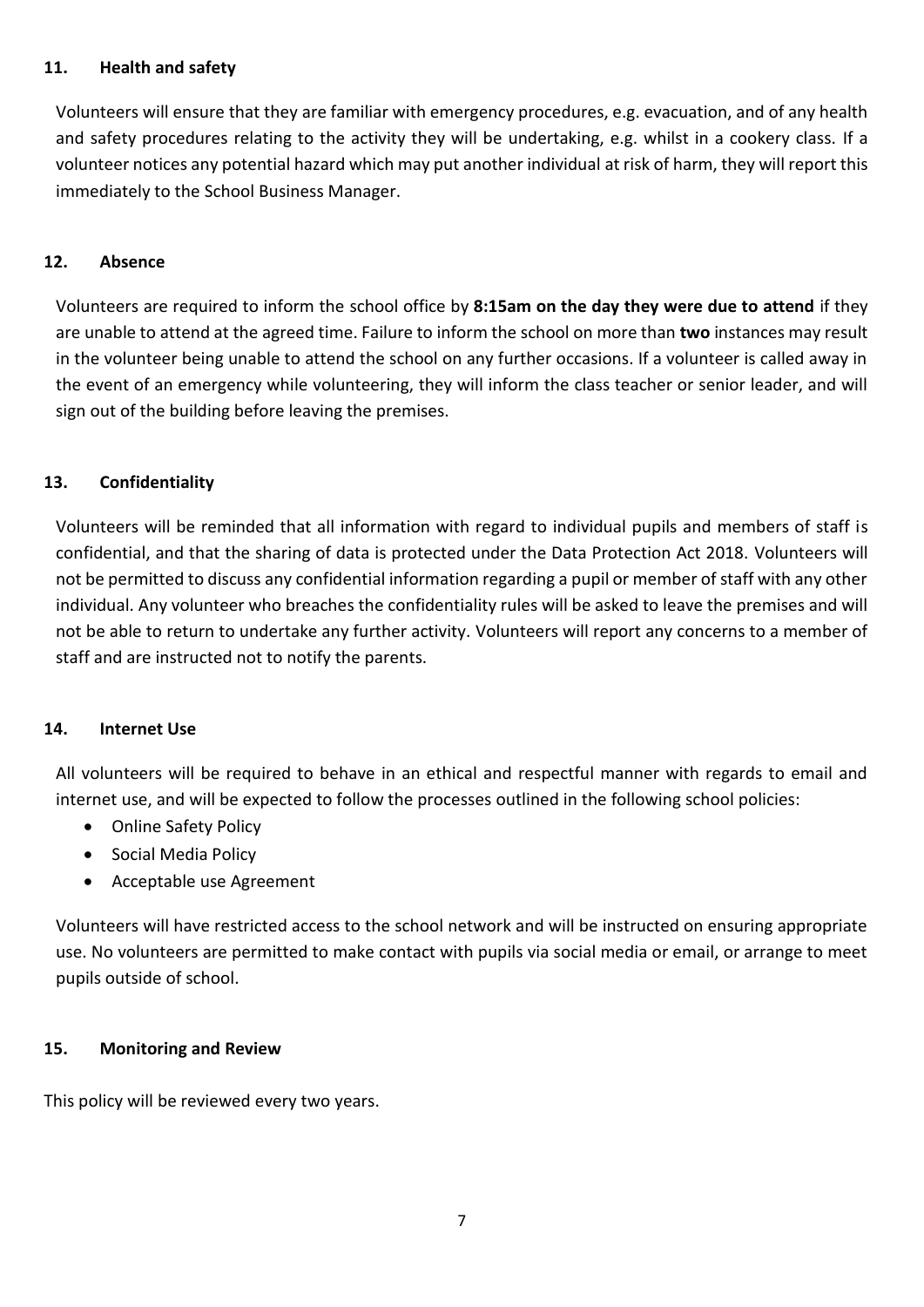## 11. Health and safety

Volunteers will ensure that they are familiar with emergency procedures, e.g. evacuation, and of any health and safety procedures relating to the activity they will be undertaking, e.g. whilst in a cookery class. If a volunteer notices any potential hazard which may put another individual at risk of harm, they will report this immediately to the School Business Manager.

## 12. Absence

Volunteers are required to inform the school office by **8:15am on the day they were due to attend** if they are unable to attend at the agreed time. Failure to inform the school on more than **two** instances may result in the volunteer being unable to attend the school on any further occasions. If a volunteer is called away in the event of an emergency while volunteering, they will inform the class teacher or senior leader, and will sign out of the building before leaving the premises.

## 13. Confidentiality

Volunteers will be reminded that all information with regard to individual pupils and members of staff is confidential, and that the sharing of data is protected under the Data Protection Act 2018. Volunteers will not be permitted to discuss any confidential information regarding a pupil or member of staff with any other individual. Any volunteer who breaches the confidentiality rules will be asked to leave the premises and will not be able to return to undertake any further activity. Volunteers will report any concerns to a member of staff and are instructed not to notify the parents.

## 14. Internet Use

All volunteers will be required to behave in an ethical and respectful manner with regards to email and internet use, and will be expected to follow the processes outlined in the following school policies:

- Online Safety Policy
- Social Media Policy
- Acceptable use Agreement

Volunteers will have restricted access to the school network and will be instructed on ensuring appropriate use. No volunteers are permitted to make contact with pupils via social media or email, or arrange to meet pupils outside of school.

## 15. Monitoring and Review

This policy will be reviewed every two years.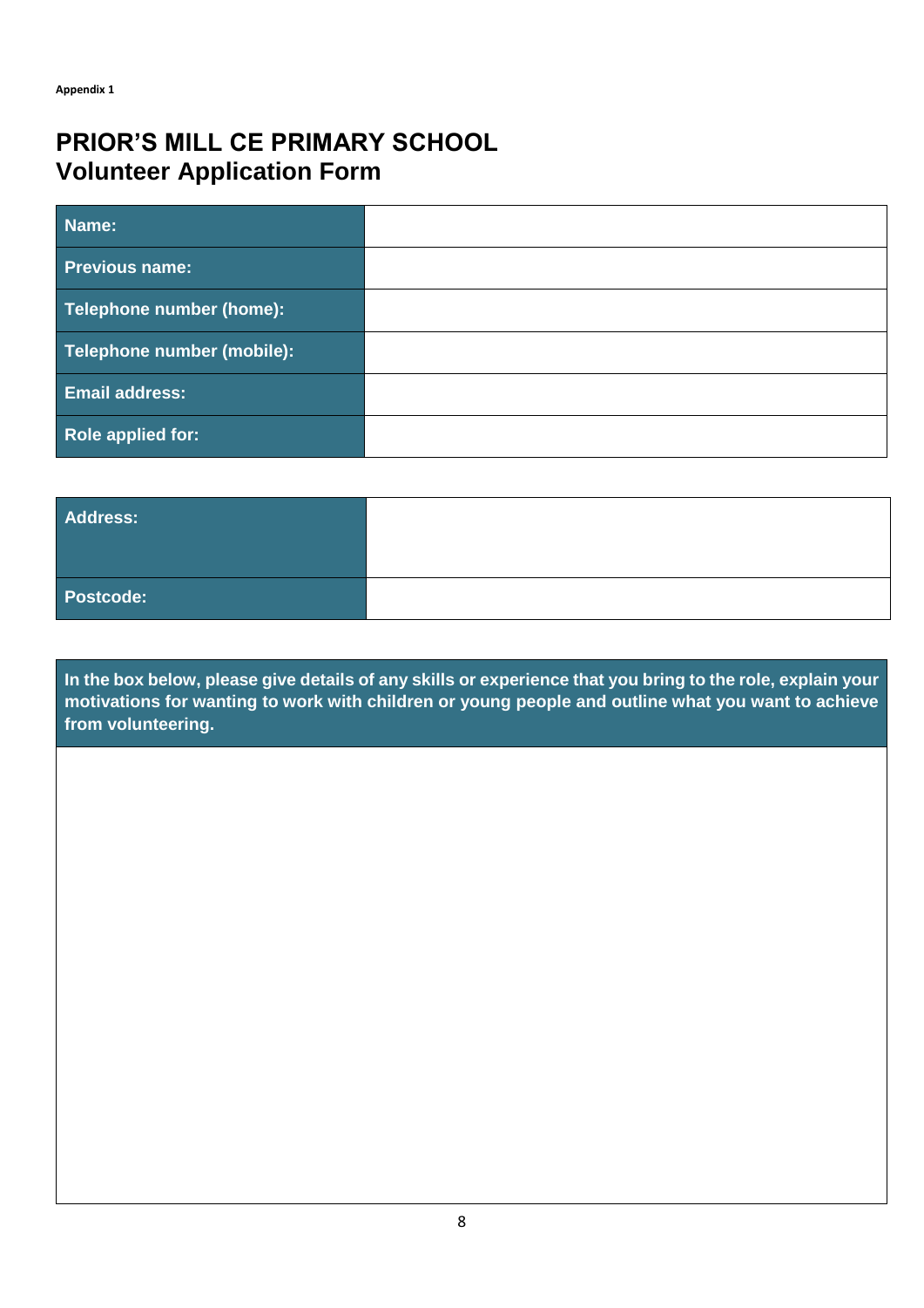**Appendix 1**

# PRIOR'S MILL CE PRIMARY SCHOOL
## Volunteer Application Form

| | |
|---|---|
| **Name:** | |
| **Previous name:** | |
| **Telephone number (home):** | |
| **Telephone number (mobile):** | |
| **Email address:** | |
| **Role applied for:** | |

| | |
|---|---|
| **Address:** | |
| **Postcode:** | |

| |
|---|
| **In the box below, please give details of any skills or experience that you bring to the role, explain your motivations for wanting to work with children or young people and outline what you want to achieve from volunteering.** |
| |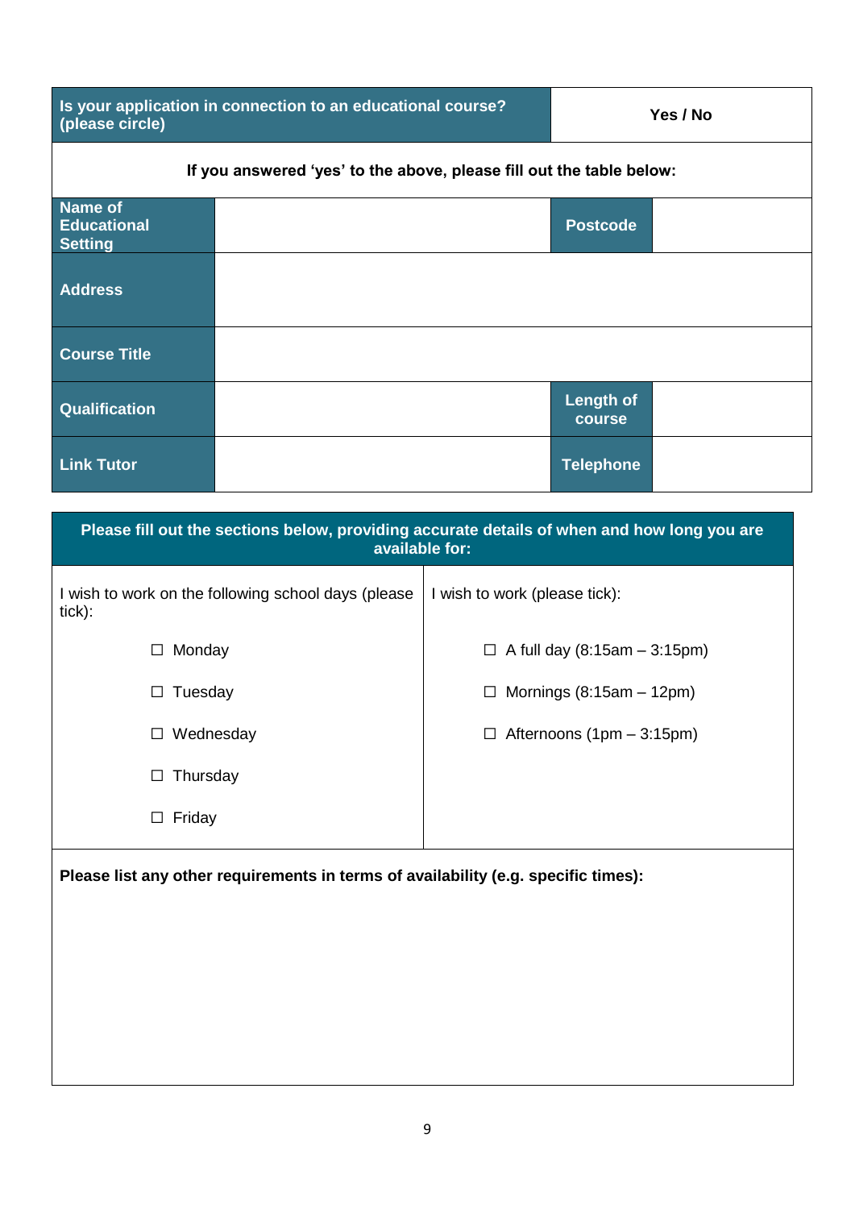| Is your application in connection to an educational course? (please circle) | Yes / No |
|---|---|

**If you answered 'yes' to the above, please fill out the table below:**

| **Name of Educational Setting** | | **Postcode** | |
|---|---|---|---|
| **Address** | | | |
| **Course Title** | | | |
| **Qualification** | | **Length of course** | |
| **Link Tutor** | | **Telephone** | |

**Please fill out the sections below, providing accurate details of when and how long you are available for:**

| I wish to work on the following school days (please tick): | I wish to work (please tick): |
|---|---|
| ☐ Monday | ☐ A full day (8:15am – 3:15pm) |
| ☐ Tuesday | ☐ Mornings (8:15am – 12pm) |
| ☐ Wednesday | ☐ Afternoons (1pm – 3:15pm) |
| ☐ Thursday | |
| ☐ Friday | |

**Please list any other requirements in terms of availability (e.g. specific times):**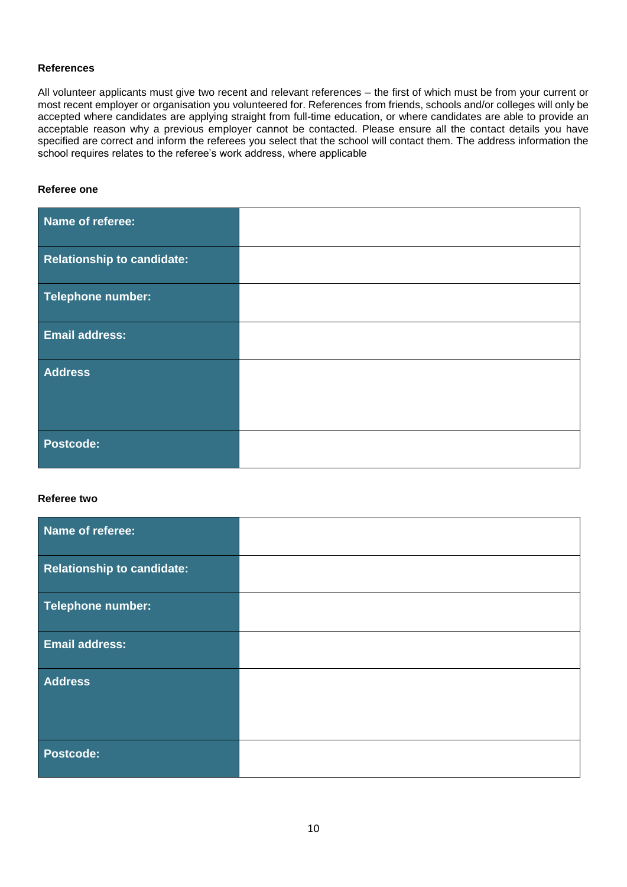**References**

All volunteer applicants must give two recent and relevant references – the first of which must be from your current or most recent employer or organisation you volunteered for. References from friends, schools and/or colleges will only be accepted where candidates are applying straight from full-time education, or where candidates are able to provide an acceptable reason why a previous employer cannot be contacted. Please ensure all the contact details you have specified are correct and inform the referees you select that the school will contact them. The address information the school requires relates to the referee's work address, where applicable

**Referee one**

| | |
|---|---|
| **Name of referee:** | |
| **Relationship to candidate:** | |
| **Telephone number:** | |
| **Email address:** | |
| **Address** | |
| **Postcode:** | |

**Referee two**

| | |
|---|---|
| **Name of referee:** | |
| **Relationship to candidate:** | |
| **Telephone number:** | |
| **Email address:** | |
| **Address** | |
| **Postcode:** | |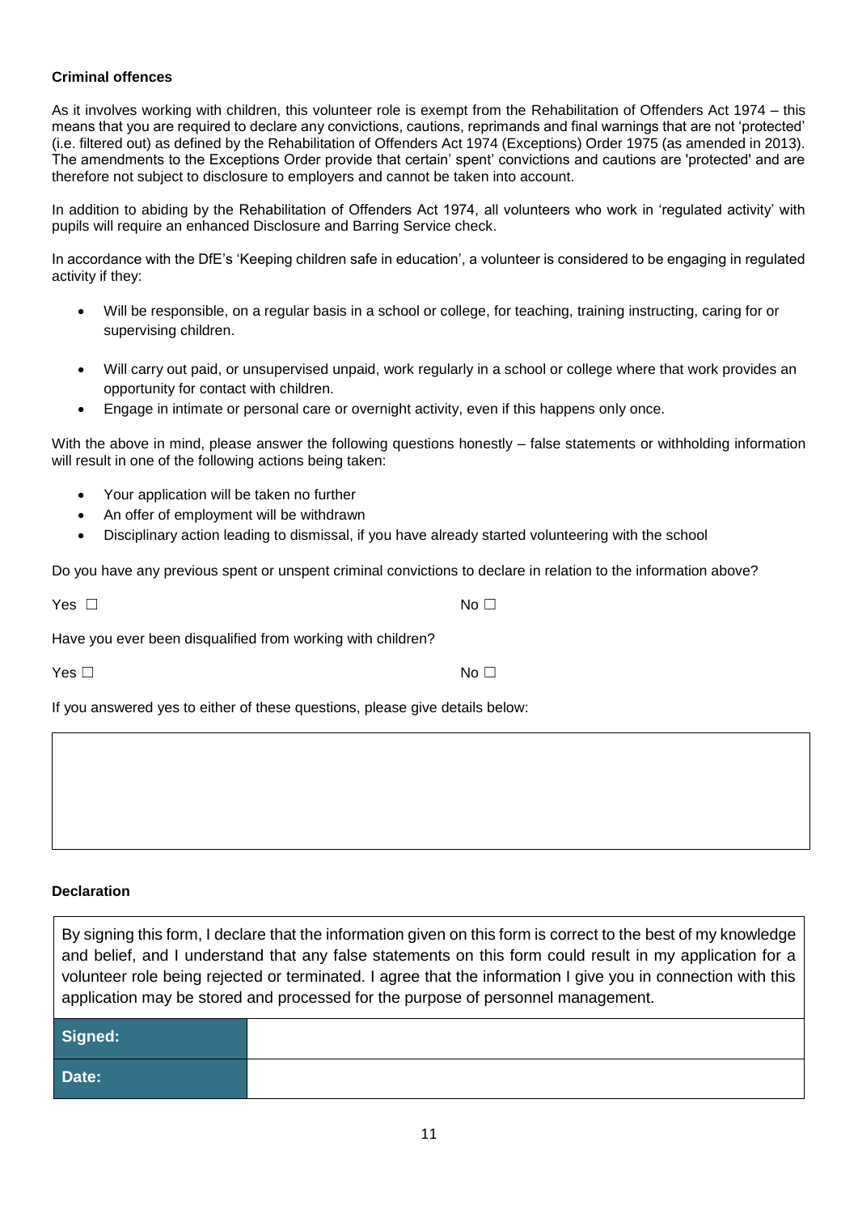**Criminal offences**

As it involves working with children, this volunteer role is exempt from the Rehabilitation of Offenders Act 1974 – this means that you are required to declare any convictions, cautions, reprimands and final warnings that are not 'protected' (i.e. filtered out) as defined by the Rehabilitation of Offenders Act 1974 (Exceptions) Order 1975 (as amended in 2013). The amendments to the Exceptions Order provide that certain' spent' convictions and cautions are 'protected' and are therefore not subject to disclosure to employers and cannot be taken into account.

In addition to abiding by the Rehabilitation of Offenders Act 1974, all volunteers who work in 'regulated activity' with pupils will require an enhanced Disclosure and Barring Service check.

In accordance with the DfE's 'Keeping children safe in education', a volunteer is considered to be engaging in regulated activity if they:

- Will be responsible, on a regular basis in a school or college, for teaching, training instructing, caring for or supervising children.
- Will carry out paid, or unsupervised unpaid, work regularly in a school or college where that work provides an opportunity for contact with children.
- Engage in intimate or personal care or overnight activity, even if this happens only once.

With the above in mind, please answer the following questions honestly – false statements or withholding information will result in one of the following actions being taken:

- Your application will be taken no further
- An offer of employment will be withdrawn
- Disciplinary action leading to dismissal, if you have already started volunteering with the school

Do you have any previous spent or unspent criminal convictions to declare in relation to the information above?

Yes ☐ No ☐

Have you ever been disqualified from working with children?

Yes ☐ No ☐

If you answered yes to either of these questions, please give details below:

| |
|---|
| |

**Declaration**

| By signing this form, I declare that the information given on this form is correct to the best of my knowledge and belief, and I understand that any false statements on this form could result in my application for a volunteer role being rejected or terminated. I agree that the information I give you in connection with this application may be stored and processed for the purpose of personnel management. | |
|---|---|
| **Signed:** | |
| **Date:** | |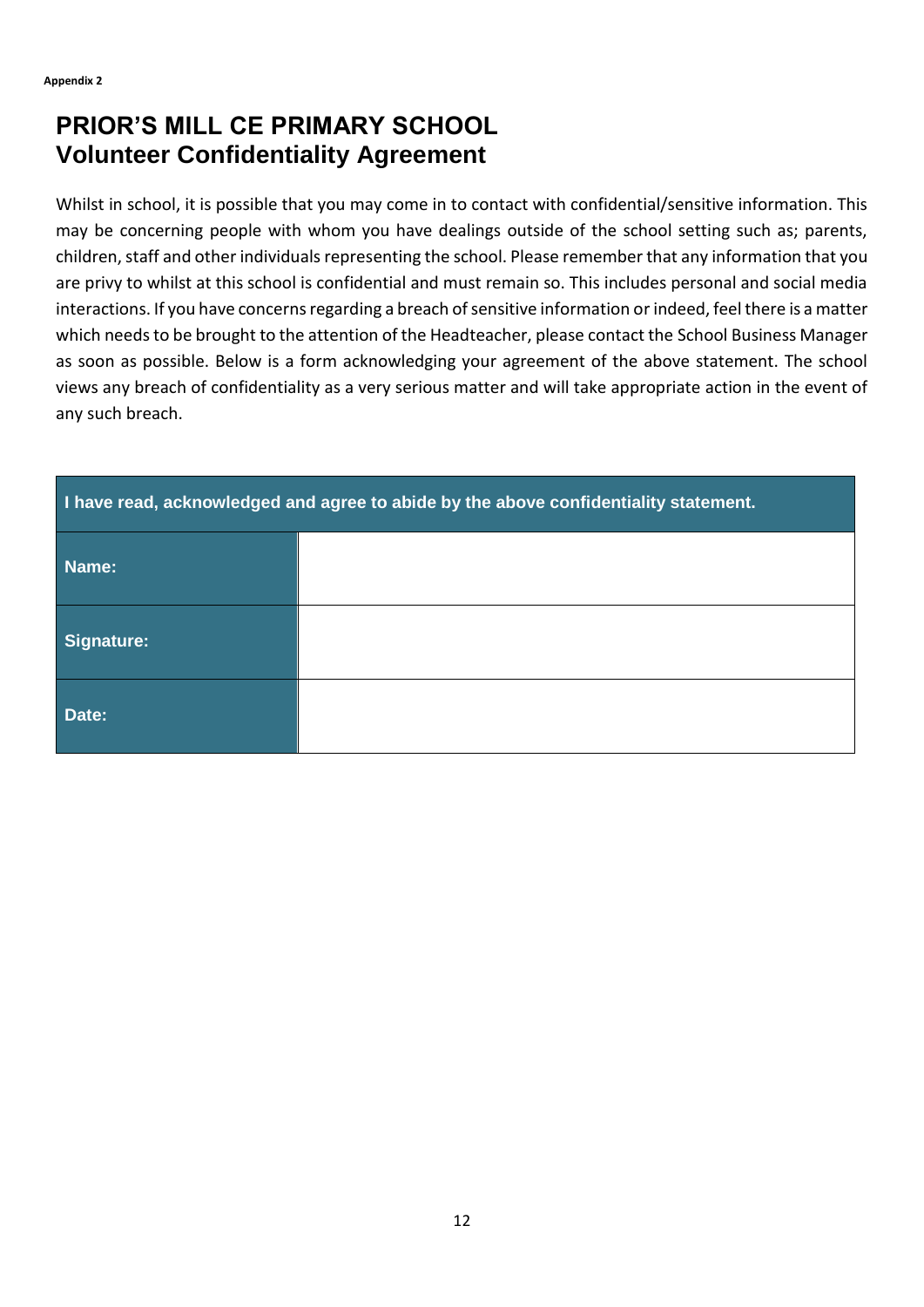**Appendix 2**

# PRIOR'S MILL CE PRIMARY SCHOOL
## Volunteer Confidentiality Agreement

Whilst in school, it is possible that you may come in to contact with confidential/sensitive information. This may be concerning people with whom you have dealings outside of the school setting such as; parents, children, staff and other individuals representing the school. Please remember that any information that you are privy to whilst at this school is confidential and must remain so. This includes personal and social media interactions. If you have concerns regarding a breach of sensitive information or indeed, feel there is a matter which needs to be brought to the attention of the Headteacher, please contact the School Business Manager as soon as possible. Below is a form acknowledging your agreement of the above statement. The school views any breach of confidentiality as a very serious matter and will take appropriate action in the event of any such breach.

| **I have read, acknowledged and agree to abide by the above confidentiality statement.** | |
|---|---|
| **Name:** | |
| **Signature:** | |
| **Date:** | |